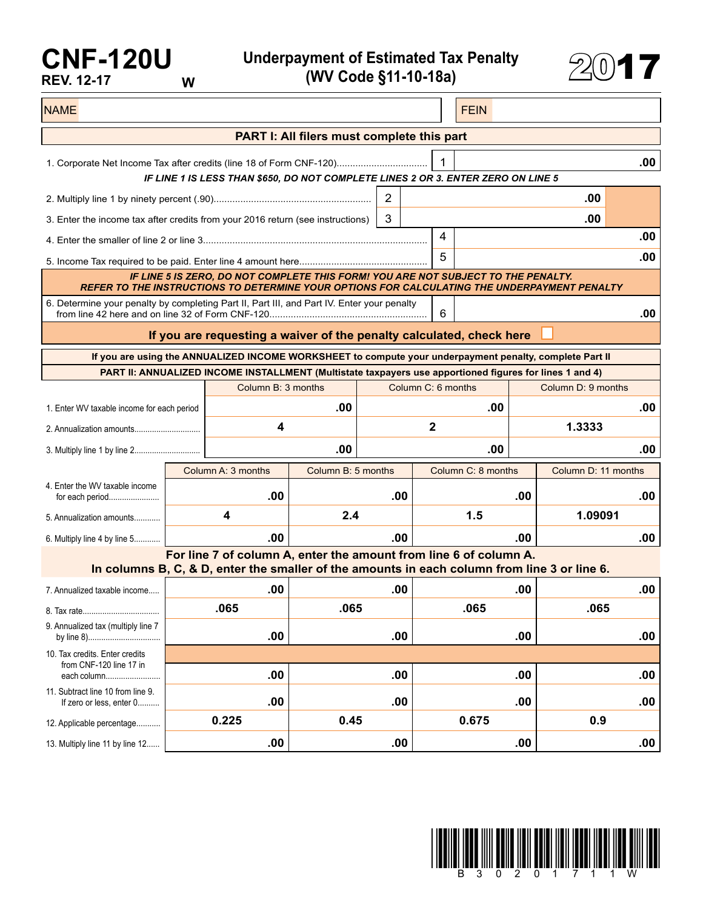# CNF-120U

REV. 12-17 W

## Underpayment of Estimated Tax Penalty (WV Code §11-10-18a)

# 2017

| NAME | | FEIN | |
|---|---|---|---|

## PART I: All filers must complete this part

| | | | |
|---|---|---|---|
| 1. Corporate Net Income Tax after credits (line 18 of Form CNF-120)................................. | | 1 | .00 |

***IF LINE 1 IS LESS THAN $650, DO NOT COMPLETE LINES 2 OR 3. ENTER ZERO ON LINE 5***

| | | | |
|---|---|---|---|
| 2. Multiply line 1 by ninety percent (.90)............................................................ | 2 | .00 | |
| 3. Enter the income tax after credits from your 2016 return (see instructions) | 3 | .00 | |
| 4. Enter the smaller of line 2 or line 3.................................................................................. | | 4 | .00 |
| 5. Income Tax required to be paid. Enter line 4 amount here............................................... | | 5 | .00 |

***IF LINE 5 IS ZERO, DO NOT COMPLETE THIS FORM! YOU ARE NOT SUBJECT TO THE PENALTY. REFER TO THE INSTRUCTIONS TO DETERMINE YOUR OPTIONS FOR CALCULATING THE UNDERPAYMENT PENALTY***

| | | |
|---|---|---|
| 6. Determine your penalty by completing Part II, Part III, and Part IV. Enter your penalty from line 42 here and on line 32 of Form CNF-120........................................................... | 6 | .00 |

**If you are requesting a waiver of the penalty calculated, check here** ☐

**If you are using the ANNUALIZED INCOME WORKSHEET to compute your underpayment penalty, complete Part II**

## PART II: ANNUALIZED INCOME INSTALLMENT (Multistate taxpayers use apportioned figures for lines 1 and 4)

| | Column B: 3 months | Column C: 6 months | Column D: 9 months |
|---|---|---|---|
| 1. Enter WV taxable income for each period | .00 | .00 | .00 |
| 2. Annualization amounts............................. | 4 | 2 | 1.3333 |
| 3. Multiply line 1 by line 2............................. | .00 | .00 | .00 |

| | Column A: 3 months | Column B: 5 months | Column C: 8 months | Column D: 11 months |
|---|---|---|---|---|
| 4. Enter the WV taxable income for each period....................... | .00 | .00 | .00 | .00 |
| 5. Annualization amounts............ | 4 | 2.4 | 1.5 | 1.09091 |
| 6. Multiply line 4 by line 5............ | .00 | .00 | .00 | .00 |

**For line 7 of column A, enter the amount from line 6 of column A. In columns B, C, & D, enter the smaller of the amounts in each column from line 3 or line 6.**

| | Column A | Column B | Column C | Column D |
|---|---|---|---|---|
| 7. Annualized taxable income..... | .00 | .00 | .00 | .00 |
| 8. Tax rate.................................. | .065 | .065 | .065 | .065 |
| 9. Annualized tax (multiply line 7 by line 8)................................ | .00 | .00 | .00 | .00 |
| 10. Tax credits. Enter credits from CNF-120 line 17 in each column......................... | .00 | .00 | .00 | .00 |
| 11. Subtract line 10 from line 9. If zero or less, enter 0.......... | .00 | .00 | .00 | .00 |
| 12. Applicable percentage........... | 0.225 | 0.45 | 0.675 | 0.9 |
| 13. Multiply line 11 by line 12...... | .00 | .00 | .00 | .00 |

B30201711W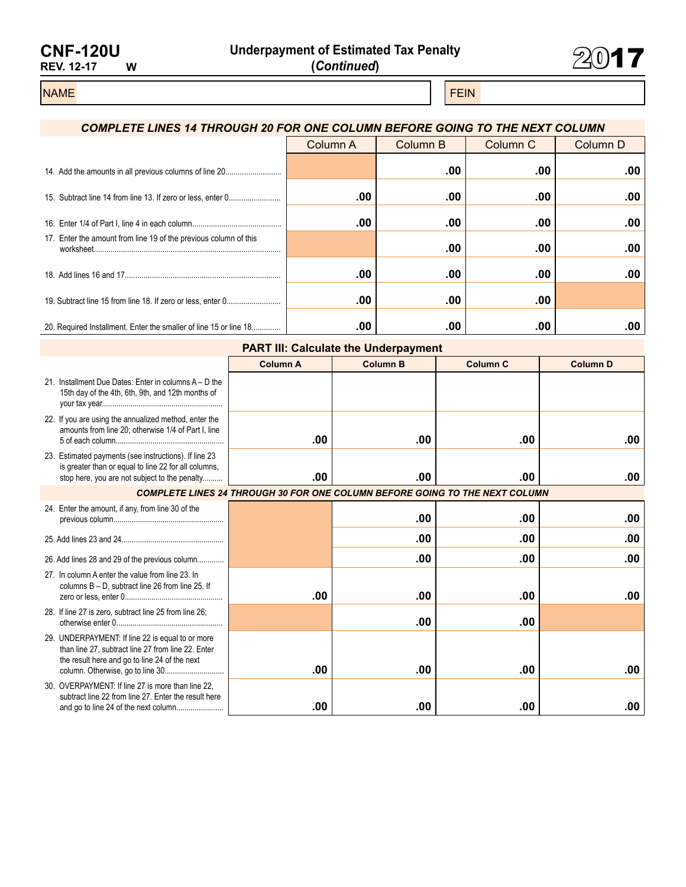**CNF-120U**
**REV. 12-17** **W**

# Underpayment of Estimated Tax Penalty (*Continued*)

**2017**

| NAME | FEIN |
|---|---|
| | |

***COMPLETE LINES 14 THROUGH 20 FOR ONE COLUMN BEFORE GOING TO THE NEXT COLUMN***

| | Column A | Column B | Column C | Column D |
|---|---|---|---|---|
| 14. Add the amounts in all previous columns of line 20 | | .00 | .00 | .00 |
| 15. Subtract line 14 from line 13. If zero or less, enter 0 | .00 | .00 | .00 | .00 |
| 16. Enter 1/4 of Part I, line 4 in each column | .00 | .00 | .00 | .00 |
| 17. Enter the amount from line 19 of the previous column of this worksheet | | .00 | .00 | .00 |
| 18. Add lines 16 and 17 | .00 | .00 | .00 | .00 |
| 19. Subtract line 15 from line 18. If zero or less, enter 0 | .00 | .00 | .00 | |
| 20. Required Installment. Enter the smaller of line 15 or line 18 | .00 | .00 | .00 | .00 |

## PART III: Calculate the Underpayment

| | Column A | Column B | Column C | Column D |
|---|---|---|---|---|
| 21. Installment Due Dates: Enter in columns A – D the 15th day of the 4th, 6th, 9th, and 12th months of your tax year | | | | |
| 22. If you are using the annualized method, enter the amounts from line 20; otherwise 1/4 of Part I, line 5 of each column | .00 | .00 | .00 | .00 |
| 23. Estimated payments (see instructions). If line 23 is greater than or equal to line 22 for all columns, stop here, you are not subject to the penalty | .00 | .00 | .00 | .00 |
| ***COMPLETE LINES 24 THROUGH 30 FOR ONE COLUMN BEFORE GOING TO THE NEXT COLUMN*** | | | | |
| 24. Enter the amount, if any, from line 30 of the previous column | | .00 | .00 | .00 |
| 25. Add lines 23 and 24 | | .00 | .00 | .00 |
| 26. Add lines 28 and 29 of the previous column | | .00 | .00 | .00 |
| 27. In column A enter the value from line 23. In columns B – D, subtract line 26 from line 25. If zero or less, enter 0 | .00 | .00 | .00 | .00 |
| 28. If line 27 is zero, subtract line 25 from line 26; otherwise enter 0 | | .00 | .00 | |
| 29. UNDERPAYMENT: If line 22 is equal to or more than line 27, subtract line 27 from line 22. Enter the result here and go to line 24 of the next column. Otherwise, go to line 30 | .00 | .00 | .00 | .00 |
| 30. OVERPAYMENT: If line 27 is more than line 22, subtract line 22 from line 27. Enter the result here and go to line 24 of the next column | .00 | .00 | .00 | .00 |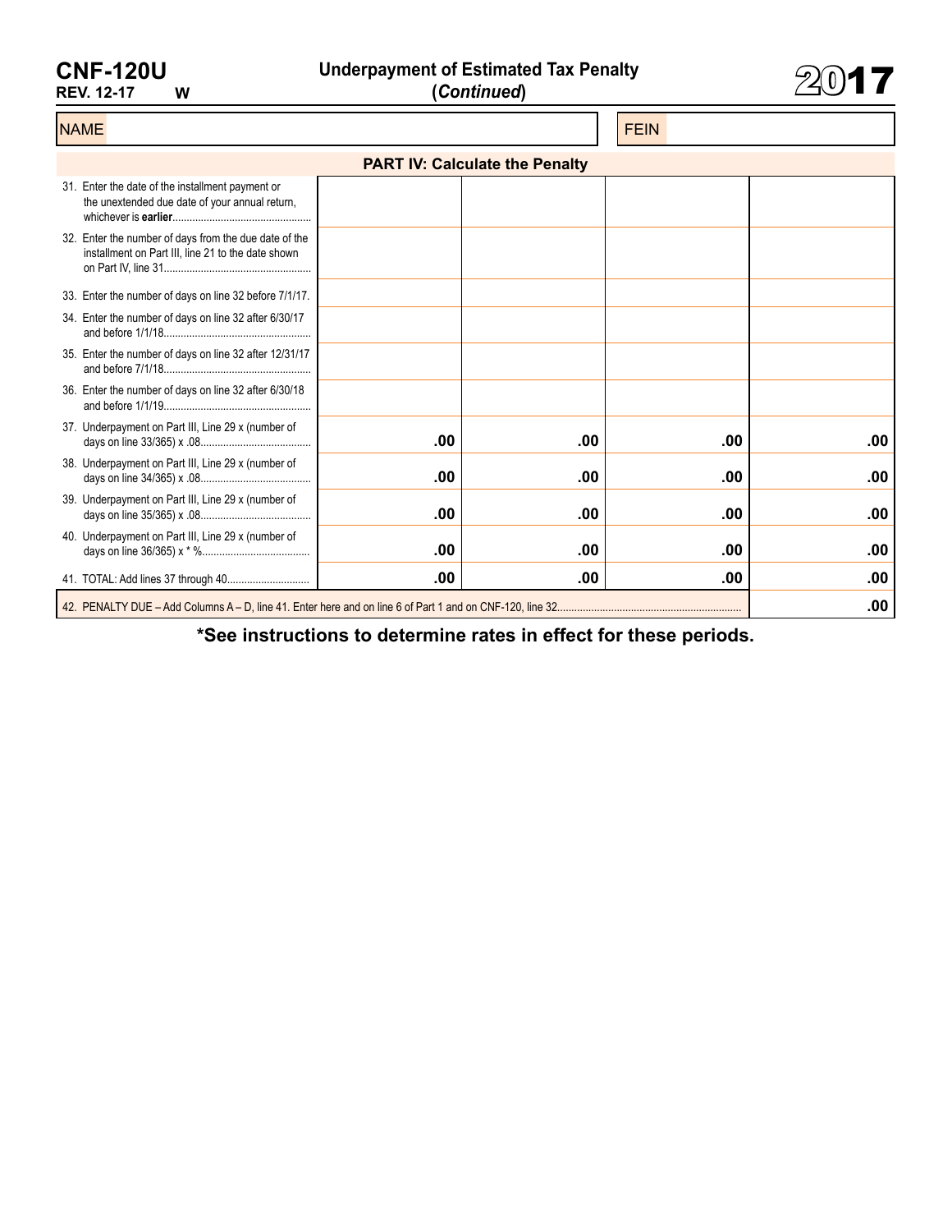**CNF-120U**
**REV. 12-17** **W**

## Underpayment of Estimated Tax Penalty (*Continued*)

**2017**

| NAME | FEIN |
|---|---|
| | |

### PART IV: Calculate the Penalty

| | | | | |
|---|---|---|---|---|
| 31. Enter the date of the installment payment or the unextended due date of your annual return, whichever is **earlier** | | | | |
| 32. Enter the number of days from the due date of the installment on Part III, line 21 to the date shown on Part IV, line 31 | | | | |
| 33. Enter the number of days on line 32 before 7/1/17. | | | | |
| 34. Enter the number of days on line 32 after 6/30/17 and before 1/1/18 | | | | |
| 35. Enter the number of days on line 32 after 12/31/17 and before 7/1/18 | | | | |
| 36. Enter the number of days on line 32 after 6/30/18 and before 1/1/19 | | | | |
| 37. Underpayment on Part III, Line 29 x (number of days on line 33/365) x .08 | .00 | .00 | .00 | .00 |
| 38. Underpayment on Part III, Line 29 x (number of days on line 34/365) x .08 | .00 | .00 | .00 | .00 |
| 39. Underpayment on Part III, Line 29 x (number of days on line 35/365) x .08 | .00 | .00 | .00 | .00 |
| 40. Underpayment on Part III, Line 29 x (number of days on line 36/365) x * % | .00 | .00 | .00 | .00 |
| 41. TOTAL: Add lines 37 through 40 | .00 | .00 | .00 | .00 |
| 42. PENALTY DUE – Add Columns A – D, line 41. Enter here and on line 6 of Part 1 and on CNF-120, line 32 | | | | .00 |

**\*See instructions to determine rates in effect for these periods.**